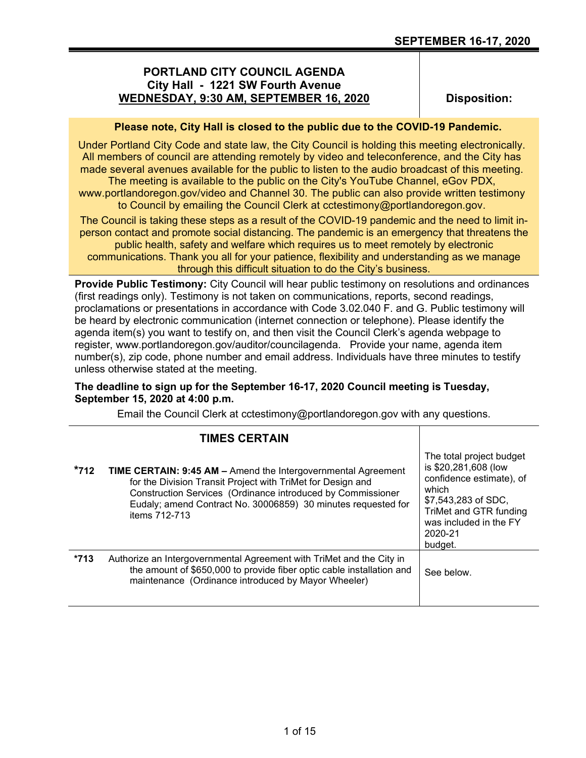# SEPTEMBER 16-17, 2020

## PORTLAND CITY COUNCIL AGENDA
**City Hall - 1221 SW Fourth Avenue**
**WEDNESDAY, 9:30 AM, SEPTEMBER 16, 2020**

**Disposition:**

**Please note, City Hall is closed to the public due to the COVID-19 Pandemic.**

Under Portland City Code and state law, the City Council is holding this meeting electronically. All members of council are attending remotely by video and teleconference, and the City has made several avenues available for the public to listen to the audio broadcast of this meeting. The meeting is available to the public on the City's YouTube Channel, eGov PDX, www.portlandoregon.gov/video and Channel 30. The public can also provide written testimony to Council by emailing the Council Clerk at cctestimony@portlandoregon.gov.

The Council is taking these steps as a result of the COVID-19 pandemic and the need to limit in-person contact and promote social distancing. The pandemic is an emergency that threatens the public health, safety and welfare which requires us to meet remotely by electronic communications. Thank you all for your patience, flexibility and understanding as we manage through this difficult situation to do the City's business.

**Provide Public Testimony:** City Council will hear public testimony on resolutions and ordinances (first readings only). Testimony is not taken on communications, reports, second readings, proclamations or presentations in accordance with Code 3.02.040 F. and G. Public testimony will be heard by electronic communication (internet connection or telephone). Please identify the agenda item(s) you want to testify on, and then visit the Council Clerk's agenda webpage to register, www.portlandoregon.gov/auditor/councilagenda. Provide your name, agenda item number(s), zip code, phone number and email address. Individuals have three minutes to testify unless otherwise stated at the meeting.

**The deadline to sign up for the September 16-17, 2020 Council meeting is Tuesday, September 15, 2020 at 4:00 p.m.**

Email the Council Clerk at cctestimony@portlandoregon.gov with any questions.

## TIMES CERTAIN

| Item | Description | Disposition |
|---|---|---|
| *712 | **TIME CERTAIN: 9:45 AM –** Amend the Intergovernmental Agreement for the Division Transit Project with TriMet for Design and Construction Services (Ordinance introduced by Commissioner Eudaly; amend Contract No. 30006859) 30 minutes requested for items 712-713 | The total project budget is $20,281,608 (low confidence estimate), of which $7,543,283 of SDC, TriMet and GTR funding was included in the FY 2020-21 budget. |
| *713 | Authorize an Intergovernmental Agreement with TriMet and the City in the amount of $650,000 to provide fiber optic cable installation and maintenance (Ordinance introduced by Mayor Wheeler) | See below. |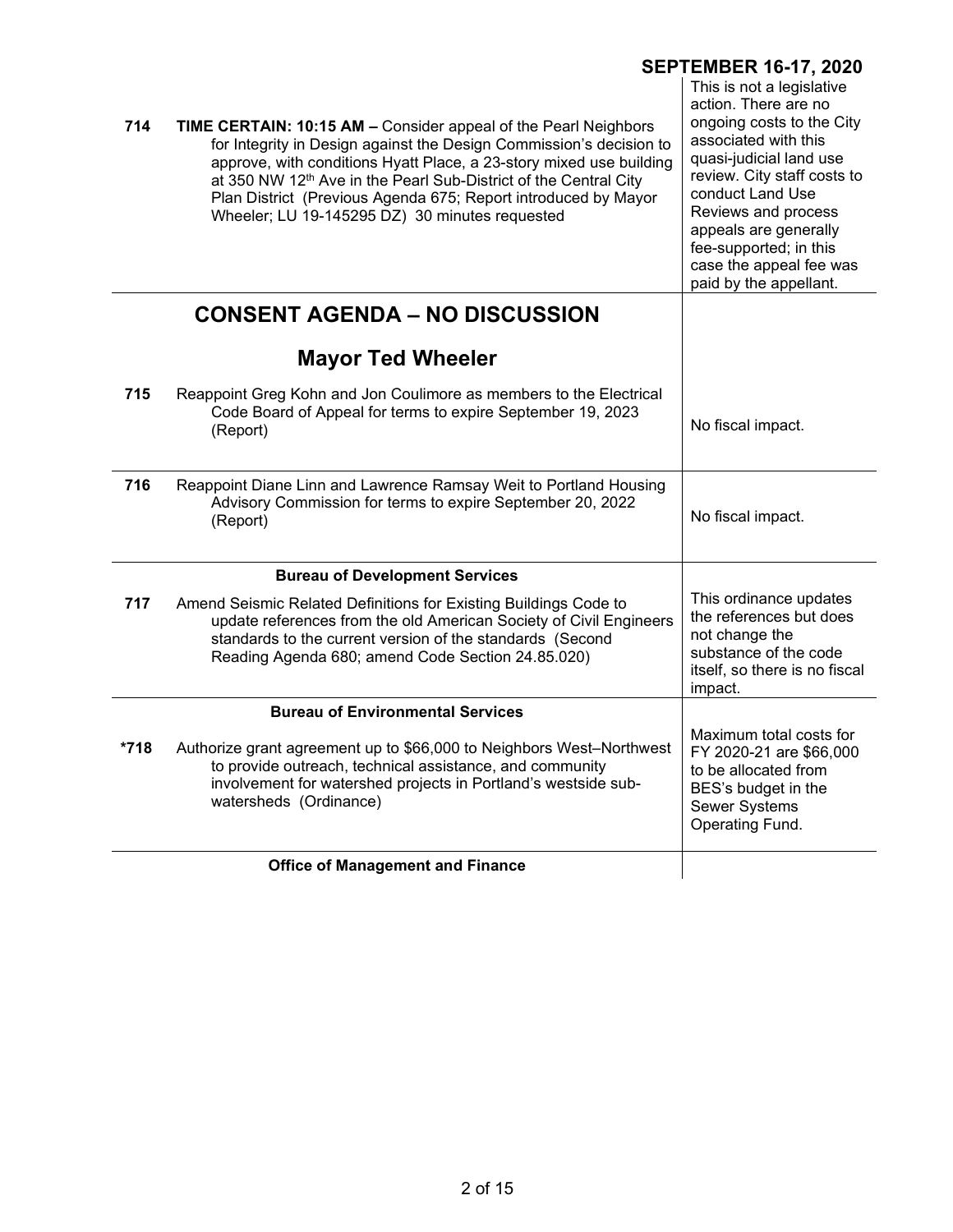**SEPTEMBER 16-17, 2020**

| | | |
|---|---|---|
| **714** | **TIME CERTAIN: 10:15 AM –** Consider appeal of the Pearl Neighbors for Integrity in Design against the Design Commission's decision to approve, with conditions Hyatt Place, a 23-story mixed use building at 350 NW 12th Ave in the Pearl Sub-District of the Central City Plan District (Previous Agenda 675; Report introduced by Mayor Wheeler; LU 19-145295 DZ) 30 minutes requested | This is not a legislative action. There are no ongoing costs to the City associated with this quasi-judicial land use review. City staff costs to conduct Land Use Reviews and process appeals are generally fee-supported; in this case the appeal fee was paid by the appellant. |

## CONSENT AGENDA – NO DISCUSSION

### Mayor Ted Wheeler

| | | |
|---|---|---|
| **715** | Reappoint Greg Kohn and Jon Coulimore as members to the Electrical Code Board of Appeal for terms to expire September 19, 2023 (Report) | No fiscal impact. |
| **716** | Reappoint Diane Linn and Lawrence Ramsay Weit to Portland Housing Advisory Commission for terms to expire September 20, 2022 (Report) | No fiscal impact. |

**Bureau of Development Services**

| | | |
|---|---|---|
| **717** | Amend Seismic Related Definitions for Existing Buildings Code to update references from the old American Society of Civil Engineers standards to the current version of the standards (Second Reading Agenda 680; amend Code Section 24.85.020) | This ordinance updates the references but does not change the substance of the code itself, so there is no fiscal impact. |

**Bureau of Environmental Services**

| | | |
|---|---|---|
| **\*718** | Authorize grant agreement up to $66,000 to Neighbors West–Northwest to provide outreach, technical assistance, and community involvement for watershed projects in Portland's westside sub-watersheds (Ordinance) | Maximum total costs for FY 2020-21 are $66,000 to be allocated from BES's budget in the Sewer Systems Operating Fund. |

**Office of Management and Finance**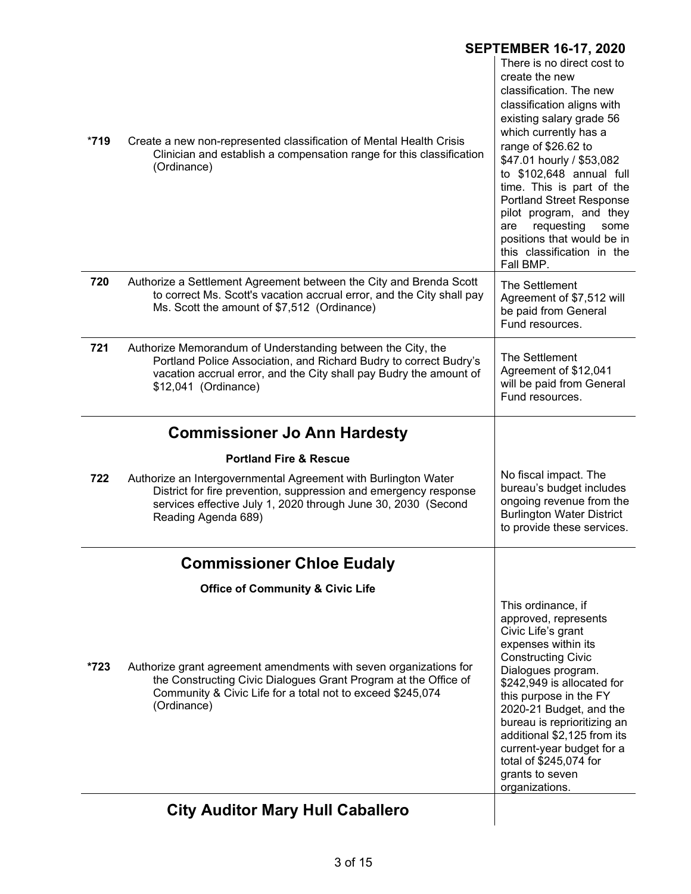| | | |
|---|---|---|
| *719 | Create a new non-represented classification of Mental Health Crisis Clinician and establish a compensation range for this classification (Ordinance) | There is no direct cost to create the new classification. The new classification aligns with existing salary grade 56 which currently has a range of $26.62 to $47.01 hourly / $53,082 to $102,648 annual full time. This is part of the Portland Street Response pilot program, and they are requesting some positions that would be in this classification in the Fall BMP. |
| 720 | Authorize a Settlement Agreement between the City and Brenda Scott to correct Ms. Scott's vacation accrual error, and the City shall pay Ms. Scott the amount of $7,512 (Ordinance) | The Settlement Agreement of $7,512 will be paid from General Fund resources. |
| 721 | Authorize Memorandum of Understanding between the City, the Portland Police Association, and Richard Budry to correct Budry's vacation accrual error, and the City shall pay Budry the amount of $12,041 (Ordinance) | The Settlement Agreement of $12,041 will be paid from General Fund resources. |

## Commissioner Jo Ann Hardesty

**Portland Fire & Rescue**

| | | |
|---|---|---|
| 722 | Authorize an Intergovernmental Agreement with Burlington Water District for fire prevention, suppression and emergency response services effective July 1, 2020 through June 30, 2030 (Second Reading Agenda 689) | No fiscal impact. The bureau's budget includes ongoing revenue from the Burlington Water District to provide these services. |

## Commissioner Chloe Eudaly

**Office of Community & Civic Life**

| | | |
|---|---|---|
| *723 | Authorize grant agreement amendments with seven organizations for the Constructing Civic Dialogues Grant Program at the Office of Community & Civic Life for a total not to exceed $245,074 (Ordinance) | This ordinance, if approved, represents Civic Life's grant expenses within its Constructing Civic Dialogues program. $242,949 is allocated for this purpose in the FY 2020-21 Budget, and the bureau is reprioritizing an additional $2,125 from its current-year budget for a total of $245,074 for grants to seven organizations. |

## City Auditor Mary Hull Caballero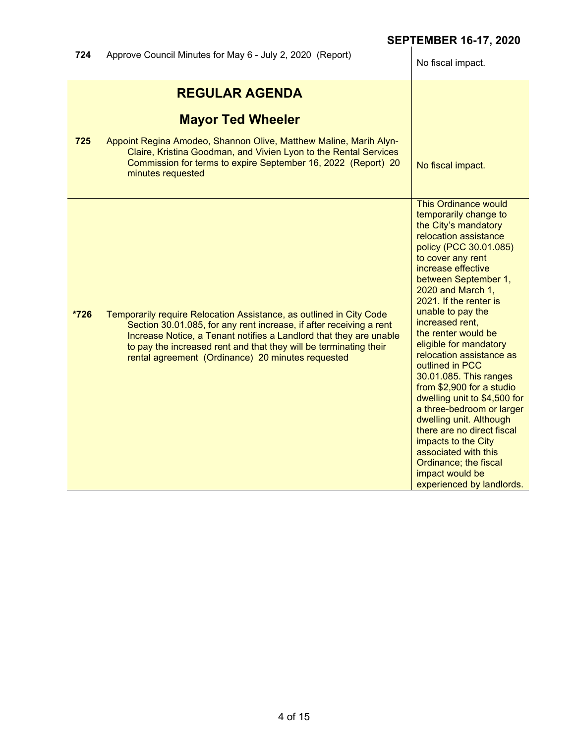| | | |
|---|---|---|
| **724** | Approve Council Minutes for May 6 - July 2, 2020 (Report) | No fiscal impact. |

## REGULAR AGENDA

### Mayor Ted Wheeler

| | | |
|---|---|---|
| **725** | Appoint Regina Amodeo, Shannon Olive, Matthew Maline, Marih Alyn-Claire, Kristina Goodman, and Vivien Lyon to the Rental Services Commission for terms to expire September 16, 2022 (Report) 20 minutes requested | No fiscal impact. |
| ***726** | Temporarily require Relocation Assistance, as outlined in City Code Section 30.01.085, for any rent increase, if after receiving a rent Increase Notice, a Tenant notifies a Landlord that they are unable to pay the increased rent and that they will be terminating their rental agreement (Ordinance) 20 minutes requested | This Ordinance would temporarily change to the City's mandatory relocation assistance policy (PCC 30.01.085) to cover any rent increase effective between September 1, 2020 and March 1, 2021. If the renter is unable to pay the increased rent, the renter would be eligible for mandatory relocation assistance as outlined in PCC 30.01.085. This ranges from $2,900 for a studio dwelling unit to $4,500 for a three-bedroom or larger dwelling unit. Although there are no direct fiscal impacts to the City associated with this Ordinance; the fiscal impact would be experienced by landlords. |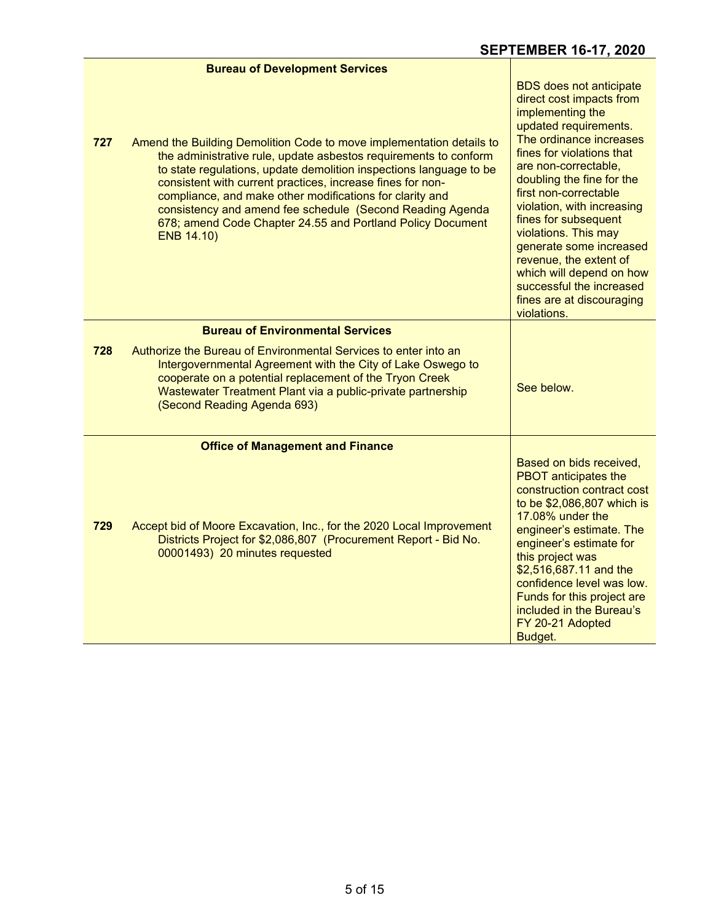| | | |
|---|---|---|
| | **Bureau of Development Services** | |
| **727** | Amend the Building Demolition Code to move implementation details to the administrative rule, update asbestos requirements to conform to state regulations, update demolition inspections language to be consistent with current practices, increase fines for non-compliance, and make other modifications for clarity and consistency and amend fee schedule (Second Reading Agenda 678; amend Code Chapter 24.55 and Portland Policy Document ENB 14.10) | BDS does not anticipate direct cost impacts from implementing the updated requirements. The ordinance increases fines for violations that are non-correctable, doubling the fine for the first non-correctable violation, with increasing fines for subsequent violations. This may generate some increased revenue, the extent of which will depend on how successful the increased fines are at discouraging violations. |
| | **Bureau of Environmental Services** | |
| **728** | Authorize the Bureau of Environmental Services to enter into an Intergovernmental Agreement with the City of Lake Oswego to cooperate on a potential replacement of the Tryon Creek Wastewater Treatment Plant via a public-private partnership (Second Reading Agenda 693) | See below. |
| | **Office of Management and Finance** | |
| **729** | Accept bid of Moore Excavation, Inc., for the 2020 Local Improvement Districts Project for $2,086,807 (Procurement Report - Bid No. 00001493) 20 minutes requested | Based on bids received, PBOT anticipates the construction contract cost to be $2,086,807 which is 17.08% under the engineer's estimate. The engineer's estimate for this project was $2,516,687.11 and the confidence level was low. Funds for this project are included in the Bureau's FY 20-21 Adopted Budget. |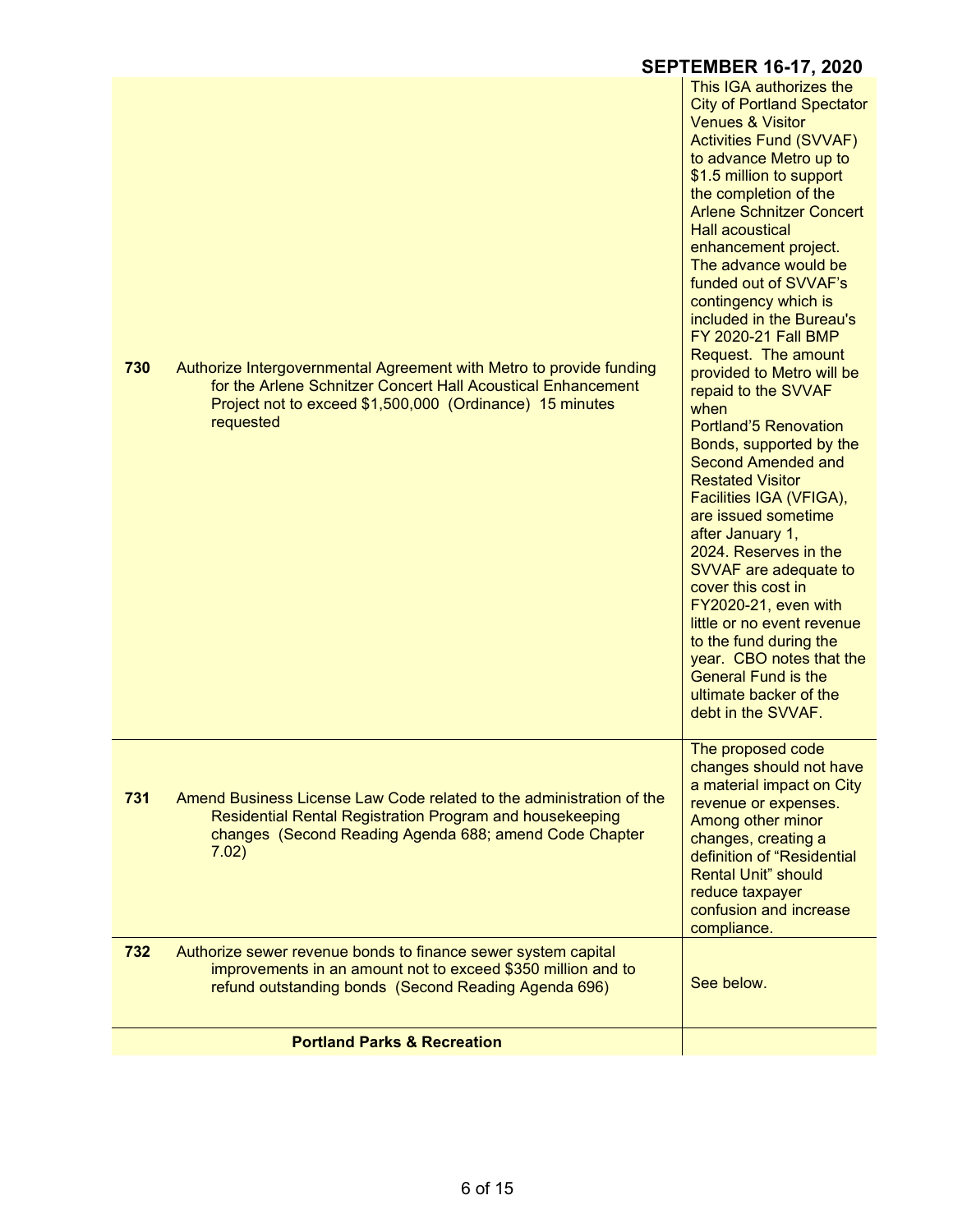**SEPTEMBER 16-17, 2020**

| | | |
|---|---|---|
| **730** | Authorize Intergovernmental Agreement with Metro to provide funding for the Arlene Schnitzer Concert Hall Acoustical Enhancement Project not to exceed $1,500,000 (Ordinance) 15 minutes requested | This IGA authorizes the City of Portland Spectator Venues & Visitor Activities Fund (SVVAF) to advance Metro up to $1.5 million to support the completion of the Arlene Schnitzer Concert Hall acoustical enhancement project. The advance would be funded out of SVVAF's contingency which is included in the Bureau's FY 2020-21 Fall BMP Request. The amount provided to Metro will be repaid to the SVVAF when Portland'5 Renovation Bonds, supported by the Second Amended and Restated Visitor Facilities IGA (VFIGA), are issued sometime after January 1, 2024. Reserves in the SVVAF are adequate to cover this cost in FY2020-21, even with little or no event revenue to the fund during the year. CBO notes that the General Fund is the ultimate backer of the debt in the SVVAF. |
| **731** | Amend Business License Law Code related to the administration of the Residential Rental Registration Program and housekeeping changes (Second Reading Agenda 688; amend Code Chapter 7.02) | The proposed code changes should not have a material impact on City revenue or expenses. Among other minor changes, creating a definition of "Residential Rental Unit" should reduce taxpayer confusion and increase compliance. |
| **732** | Authorize sewer revenue bonds to finance sewer system capital improvements in an amount not to exceed $350 million and to refund outstanding bonds (Second Reading Agenda 696) | See below. |
| | **Portland Parks & Recreation** | |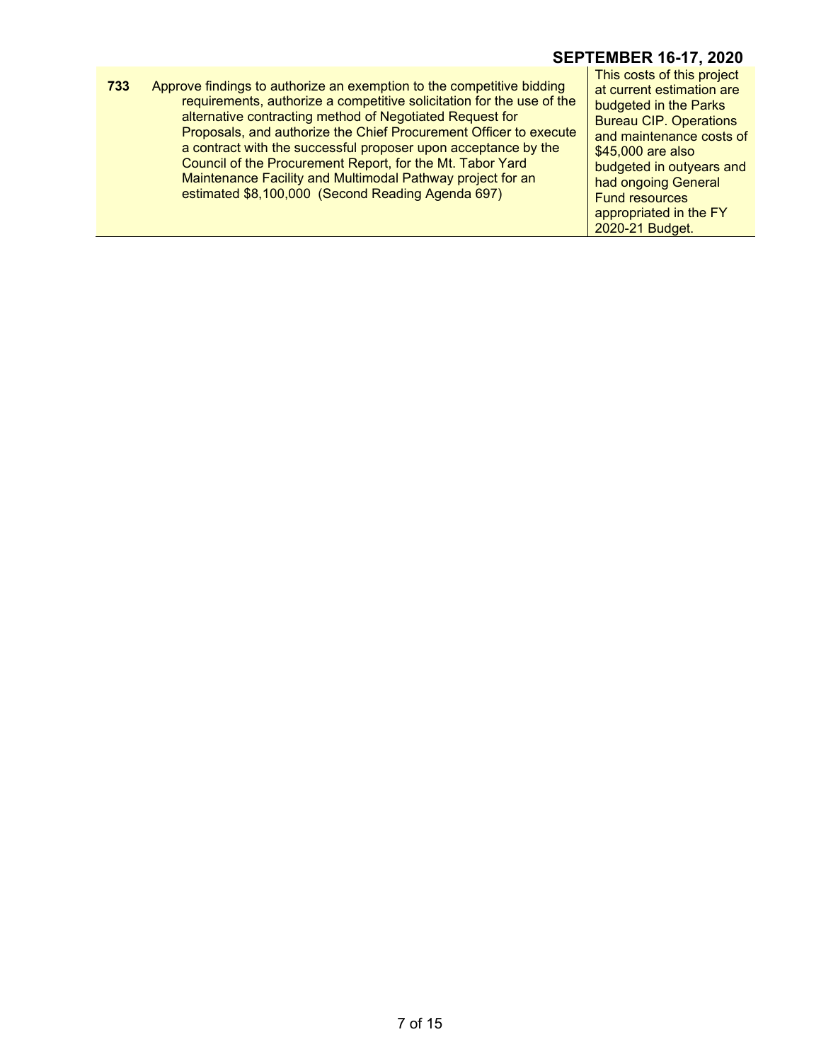**SEPTEMBER 16-17, 2020**

| | | |
|---|---|---|
| **733** | Approve findings to authorize an exemption to the competitive bidding requirements, authorize a competitive solicitation for the use of the alternative contracting method of Negotiated Request for Proposals, and authorize the Chief Procurement Officer to execute a contract with the successful proposer upon acceptance by the Council of the Procurement Report, for the Mt. Tabor Yard Maintenance Facility and Multimodal Pathway project for an estimated $8,100,000 (Second Reading Agenda 697) | This costs of this project at current estimation are budgeted in the Parks Bureau CIP. Operations and maintenance costs of $45,000 are also budgeted in outyears and had ongoing General Fund resources appropriated in the FY 2020-21 Budget. |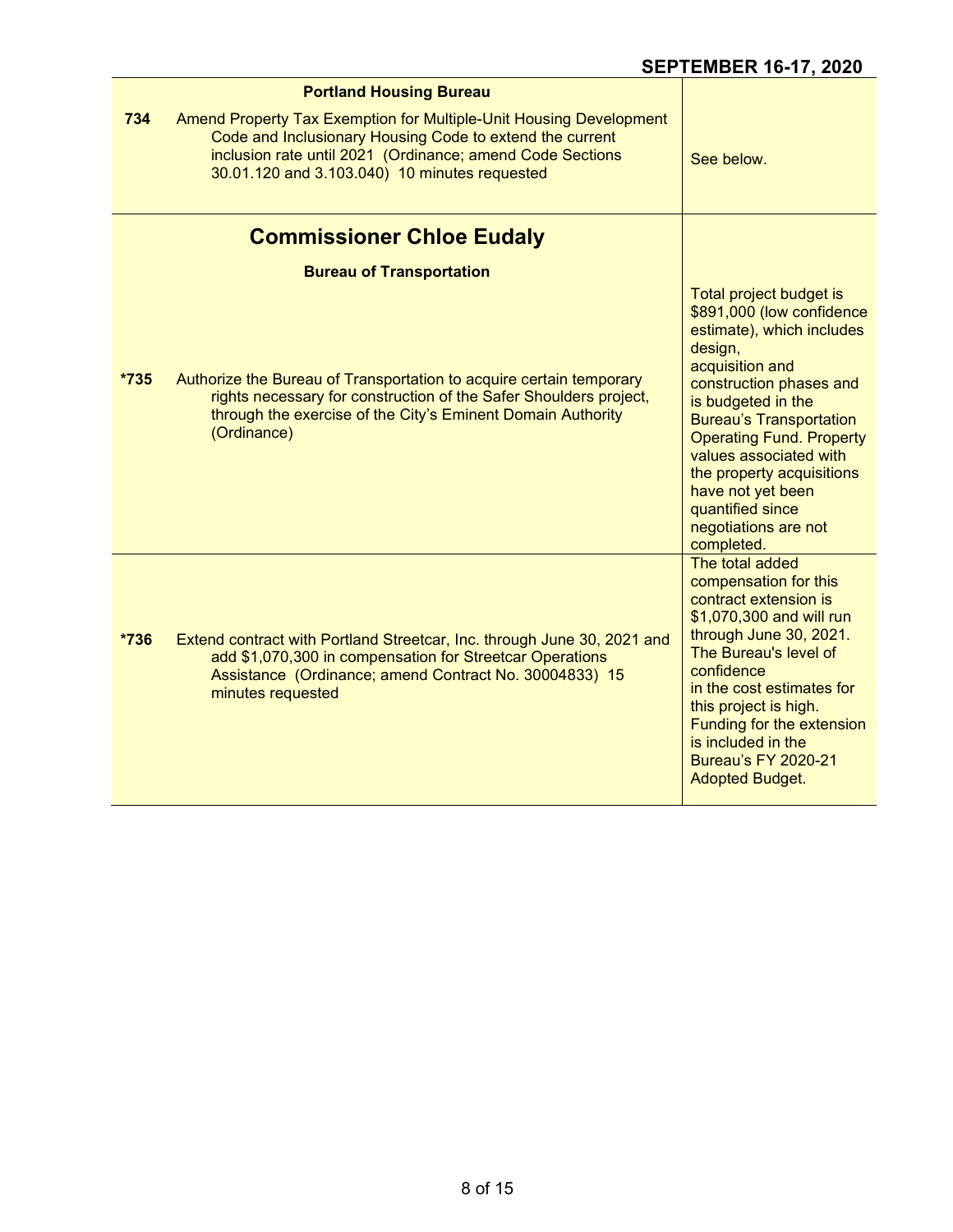| | | |
|---|---|---|
| | **Portland Housing Bureau** | |
| **734** | Amend Property Tax Exemption for Multiple-Unit Housing Development Code and Inclusionary Housing Code to extend the current inclusion rate until 2021 (Ordinance; amend Code Sections 30.01.120 and 3.103.040) 10 minutes requested | See below. |
| | ## Commissioner Chloe Eudaly | |
| | **Bureau of Transportation** | |
| ***735** | Authorize the Bureau of Transportation to acquire certain temporary rights necessary for construction of the Safer Shoulders project, through the exercise of the City's Eminent Domain Authority (Ordinance) | Total project budget is $891,000 (low confidence estimate), which includes design, acquisition and construction phases and is budgeted in the Bureau's Transportation Operating Fund. Property values associated with the property acquisitions have not yet been quantified since negotiations are not completed. |
| ***736** | Extend contract with Portland Streetcar, Inc. through June 30, 2021 and add $1,070,300 in compensation for Streetcar Operations Assistance (Ordinance; amend Contract No. 30004833) 15 minutes requested | The total added compensation for this contract extension is $1,070,300 and will run through June 30, 2021. The Bureau's level of confidence in the cost estimates for this project is high. Funding for the extension is included in the Bureau's FY 2020-21 Adopted Budget. |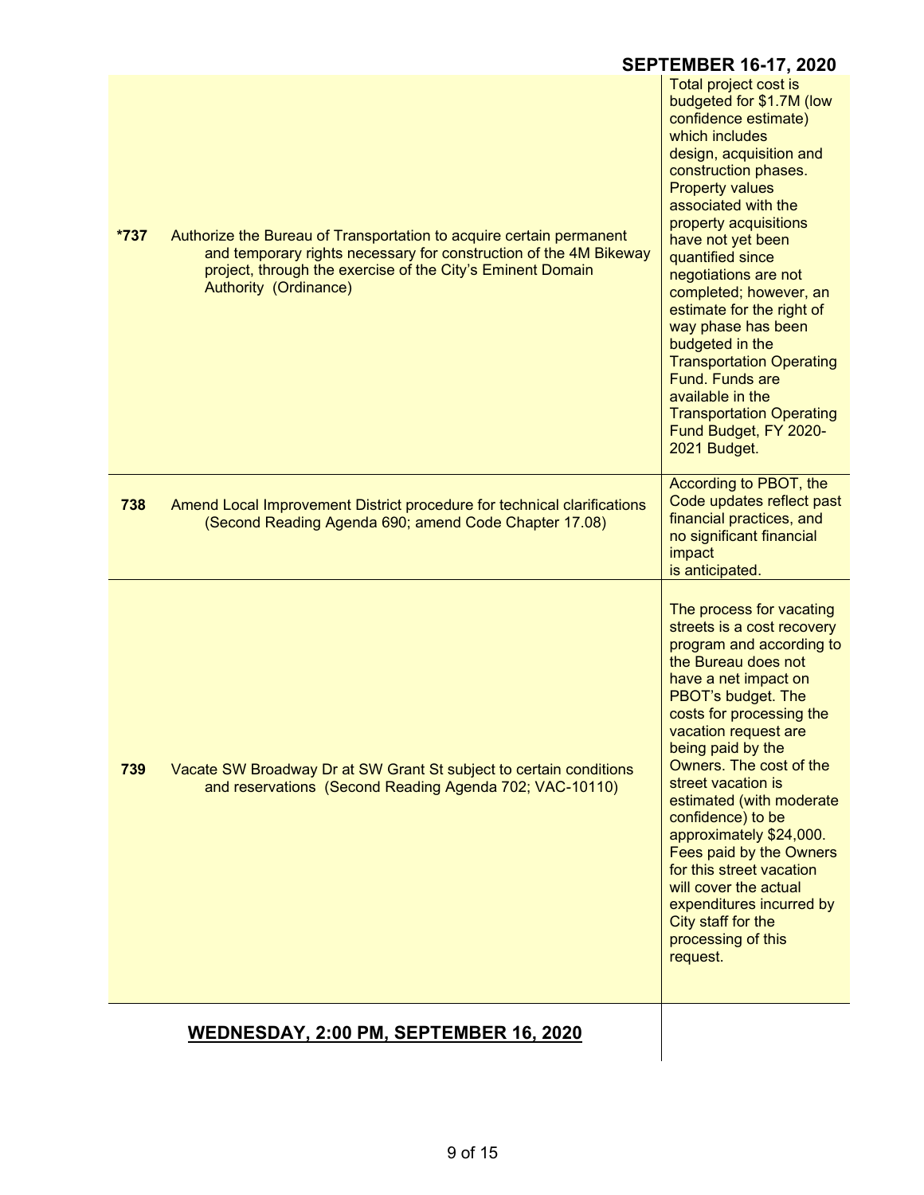| | | |
|---|---|---|
| *737 | Authorize the Bureau of Transportation to acquire certain permanent and temporary rights necessary for construction of the 4M Bikeway project, through the exercise of the City's Eminent Domain Authority (Ordinance) | Total project cost is budgeted for $1.7M (low confidence estimate) which includes design, acquisition and construction phases. Property values associated with the property acquisitions have not yet been quantified since negotiations are not completed; however, an estimate for the right of way phase has been budgeted in the Transportation Operating Fund. Funds are available in the Transportation Operating Fund Budget, FY 2020-2021 Budget. |
| 738 | Amend Local Improvement District procedure for technical clarifications (Second Reading Agenda 690; amend Code Chapter 17.08) | According to PBOT, the Code updates reflect past financial practices, and no significant financial impact is anticipated. |
| 739 | Vacate SW Broadway Dr at SW Grant St subject to certain conditions and reservations (Second Reading Agenda 702; VAC-10110) | The process for vacating streets is a cost recovery program and according to the Bureau does not have a net impact on PBOT's budget. The costs for processing the vacation request are being paid by the Owners. The cost of the street vacation is estimated (with moderate confidence) to be approximately $24,000. Fees paid by the Owners for this street vacation will cover the actual expenditures incurred by City staff for the processing of this request. |

## WEDNESDAY, 2:00 PM, SEPTEMBER 16, 2020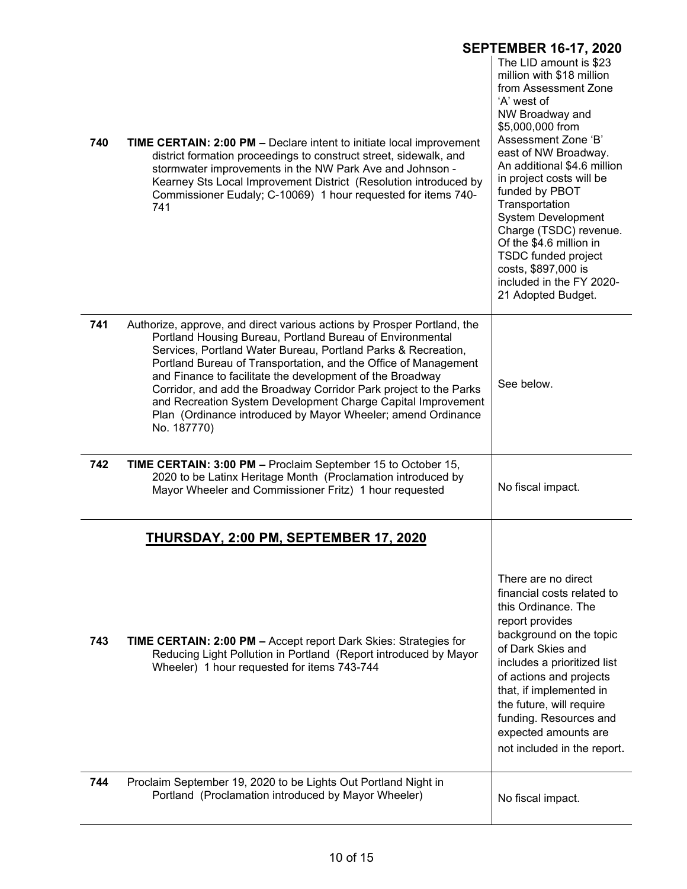## SEPTEMBER 16-17, 2020

| | | |
|---|---|---|
| **740** | **TIME CERTAIN: 2:00 PM –** Declare intent to initiate local improvement district formation proceedings to construct street, sidewalk, and stormwater improvements in the NW Park Ave and Johnson - Kearney Sts Local Improvement District (Resolution introduced by Commissioner Eudaly; C-10069) 1 hour requested for items 740-741 | The LID amount is $23 million with $18 million from Assessment Zone 'A' west of NW Broadway and $5,000,000 from Assessment Zone 'B' east of NW Broadway. An additional $4.6 million in project costs will be funded by PBOT Transportation System Development Charge (TSDC) revenue. Of the $4.6 million in TSDC funded project costs, $897,000 is included in the FY 2020-21 Adopted Budget. |
| **741** | Authorize, approve, and direct various actions by Prosper Portland, the Portland Housing Bureau, Portland Bureau of Environmental Services, Portland Water Bureau, Portland Parks & Recreation, Portland Bureau of Transportation, and the Office of Management and Finance to facilitate the development of the Broadway Corridor, and add the Broadway Corridor Park project to the Parks and Recreation System Development Charge Capital Improvement Plan (Ordinance introduced by Mayor Wheeler; amend Ordinance No. 187770) | See below. |
| **742** | **TIME CERTAIN: 3:00 PM –** Proclaim September 15 to October 15, 2020 to be Latinx Heritage Month (Proclamation introduced by Mayor Wheeler and Commissioner Fritz) 1 hour requested | No fiscal impact. |

## THURSDAY, 2:00 PM, SEPTEMBER 17, 2020

| | | |
|---|---|---|
| **743** | **TIME CERTAIN: 2:00 PM –** Accept report Dark Skies: Strategies for Reducing Light Pollution in Portland (Report introduced by Mayor Wheeler) 1 hour requested for items 743-744 | There are no direct financial costs related to this Ordinance. The report provides background on the topic of Dark Skies and includes a prioritized list of actions and projects that, if implemented in the future, will require funding. Resources and expected amounts are not included in the report. |
| **744** | Proclaim September 19, 2020 to be Lights Out Portland Night in Portland (Proclamation introduced by Mayor Wheeler) | No fiscal impact. |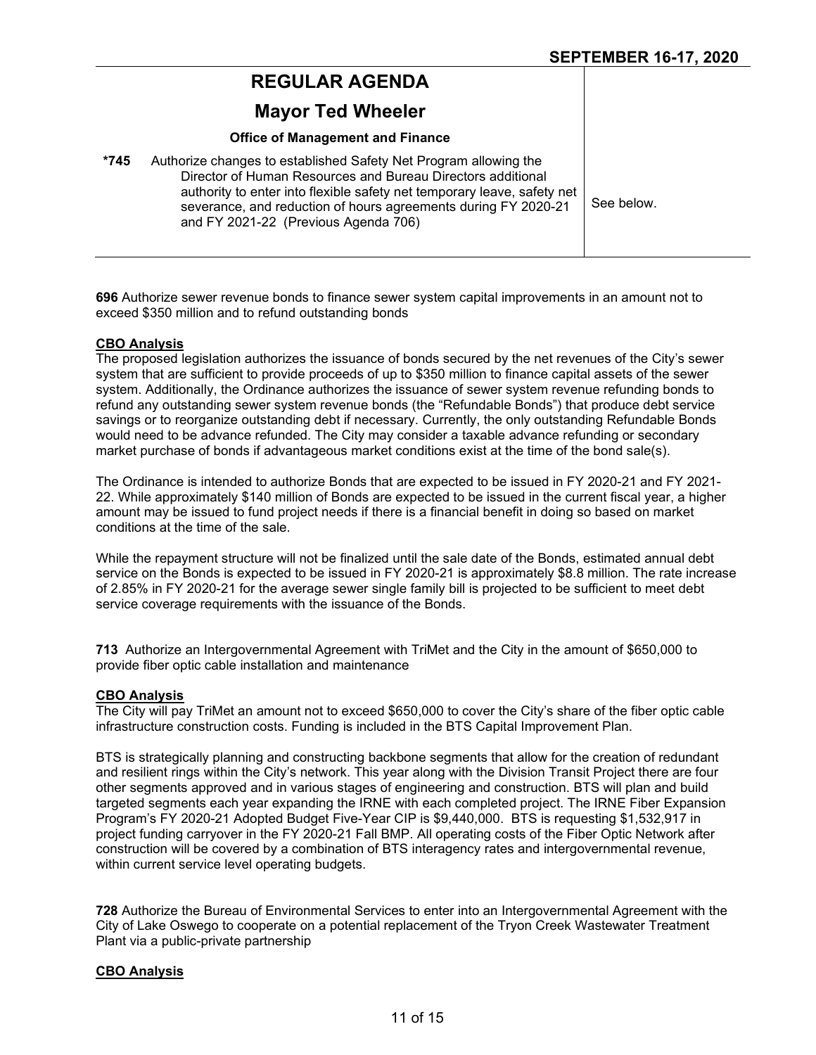| REGULAR AGENDA | |
|---|---|
| **Mayor Ted Wheeler** | |
| **Office of Management and Finance** | |
| ***745** Authorize changes to established Safety Net Program allowing the Director of Human Resources and Bureau Directors additional authority to enter into flexible safety net temporary leave, safety net severance, and reduction of hours agreements during FY 2020-21 and FY 2021-22 (Previous Agenda 706) | See below. |

**696** Authorize sewer revenue bonds to finance sewer system capital improvements in an amount not to exceed $350 million and to refund outstanding bonds

**CBO Analysis**

The proposed legislation authorizes the issuance of bonds secured by the net revenues of the City's sewer system that are sufficient to provide proceeds of up to $350 million to finance capital assets of the sewer system. Additionally, the Ordinance authorizes the issuance of sewer system revenue refunding bonds to refund any outstanding sewer system revenue bonds (the "Refundable Bonds") that produce debt service savings or to reorganize outstanding debt if necessary. Currently, the only outstanding Refundable Bonds would need to be advance refunded. The City may consider a taxable advance refunding or secondary market purchase of bonds if advantageous market conditions exist at the time of the bond sale(s).

The Ordinance is intended to authorize Bonds that are expected to be issued in FY 2020-21 and FY 2021-22. While approximately $140 million of Bonds are expected to be issued in the current fiscal year, a higher amount may be issued to fund project needs if there is a financial benefit in doing so based on market conditions at the time of the sale.

While the repayment structure will not be finalized until the sale date of the Bonds, estimated annual debt service on the Bonds is expected to be issued in FY 2020-21 is approximately $8.8 million. The rate increase of 2.85% in FY 2020-21 for the average sewer single family bill is projected to be sufficient to meet debt service coverage requirements with the issuance of the Bonds.

**713** Authorize an Intergovernmental Agreement with TriMet and the City in the amount of $650,000 to provide fiber optic cable installation and maintenance

**CBO Analysis**

The City will pay TriMet an amount not to exceed $650,000 to cover the City's share of the fiber optic cable infrastructure construction costs. Funding is included in the BTS Capital Improvement Plan.

BTS is strategically planning and constructing backbone segments that allow for the creation of redundant and resilient rings within the City's network. This year along with the Division Transit Project there are four other segments approved and in various stages of engineering and construction. BTS will plan and build targeted segments each year expanding the IRNE with each completed project. The IRNE Fiber Expansion Program's FY 2020-21 Adopted Budget Five-Year CIP is $9,440,000. BTS is requesting $1,532,917 in project funding carryover in the FY 2020-21 Fall BMP. All operating costs of the Fiber Optic Network after construction will be covered by a combination of BTS interagency rates and intergovernmental revenue, within current service level operating budgets.

**728** Authorize the Bureau of Environmental Services to enter into an Intergovernmental Agreement with the City of Lake Oswego to cooperate on a potential replacement of the Tryon Creek Wastewater Treatment Plant via a public-private partnership

**CBO Analysis**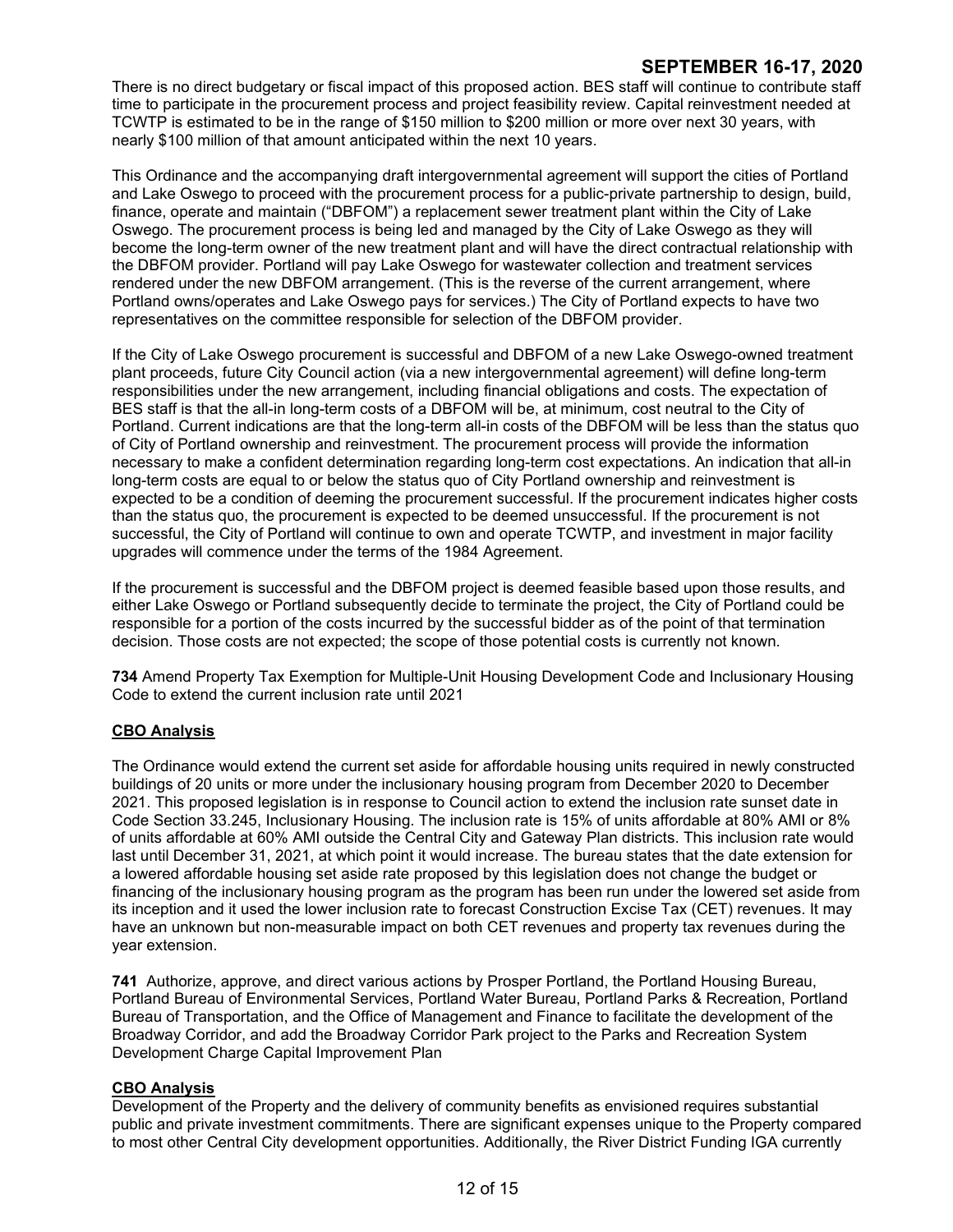There is no direct budgetary or fiscal impact of this proposed action. BES staff will continue to contribute staff time to participate in the procurement process and project feasibility review. Capital reinvestment needed at TCWTP is estimated to be in the range of $150 million to $200 million or more over next 30 years, with nearly $100 million of that amount anticipated within the next 10 years.

This Ordinance and the accompanying draft intergovernmental agreement will support the cities of Portland and Lake Oswego to proceed with the procurement process for a public-private partnership to design, build, finance, operate and maintain ("DBFOM") a replacement sewer treatment plant within the City of Lake Oswego. The procurement process is being led and managed by the City of Lake Oswego as they will become the long-term owner of the new treatment plant and will have the direct contractual relationship with the DBFOM provider. Portland will pay Lake Oswego for wastewater collection and treatment services rendered under the new DBFOM arrangement. (This is the reverse of the current arrangement, where Portland owns/operates and Lake Oswego pays for services.) The City of Portland expects to have two representatives on the committee responsible for selection of the DBFOM provider.

If the City of Lake Oswego procurement is successful and DBFOM of a new Lake Oswego-owned treatment plant proceeds, future City Council action (via a new intergovernmental agreement) will define long-term responsibilities under the new arrangement, including financial obligations and costs. The expectation of BES staff is that the all-in long-term costs of a DBFOM will be, at minimum, cost neutral to the City of Portland. Current indications are that the long-term all-in costs of the DBFOM will be less than the status quo of City of Portland ownership and reinvestment. The procurement process will provide the information necessary to make a confident determination regarding long-term cost expectations. An indication that all-in long-term costs are equal to or below the status quo of City Portland ownership and reinvestment is expected to be a condition of deeming the procurement successful. If the procurement indicates higher costs than the status quo, the procurement is expected to be deemed unsuccessful. If the procurement is not successful, the City of Portland will continue to own and operate TCWTP, and investment in major facility upgrades will commence under the terms of the 1984 Agreement.

If the procurement is successful and the DBFOM project is deemed feasible based upon those results, and either Lake Oswego or Portland subsequently decide to terminate the project, the City of Portland could be responsible for a portion of the costs incurred by the successful bidder as of the point of that termination decision. Those costs are not expected; the scope of those potential costs is currently not known.

**734** Amend Property Tax Exemption for Multiple-Unit Housing Development Code and Inclusionary Housing Code to extend the current inclusion rate until 2021

**CBO Analysis**

The Ordinance would extend the current set aside for affordable housing units required in newly constructed buildings of 20 units or more under the inclusionary housing program from December 2020 to December 2021. This proposed legislation is in response to Council action to extend the inclusion rate sunset date in Code Section 33.245, Inclusionary Housing. The inclusion rate is 15% of units affordable at 80% AMI or 8% of units affordable at 60% AMI outside the Central City and Gateway Plan districts. This inclusion rate would last until December 31, 2021, at which point it would increase. The bureau states that the date extension for a lowered affordable housing set aside rate proposed by this legislation does not change the budget or financing of the inclusionary housing program as the program has been run under the lowered set aside from its inception and it used the lower inclusion rate to forecast Construction Excise Tax (CET) revenues. It may have an unknown but non-measurable impact on both CET revenues and property tax revenues during the year extension.

**741** Authorize, approve, and direct various actions by Prosper Portland, the Portland Housing Bureau, Portland Bureau of Environmental Services, Portland Water Bureau, Portland Parks & Recreation, Portland Bureau of Transportation, and the Office of Management and Finance to facilitate the development of the Broadway Corridor, and add the Broadway Corridor Park project to the Parks and Recreation System Development Charge Capital Improvement Plan

**CBO Analysis**

Development of the Property and the delivery of community benefits as envisioned requires substantial public and private investment commitments. There are significant expenses unique to the Property compared to most other Central City development opportunities. Additionally, the River District Funding IGA currently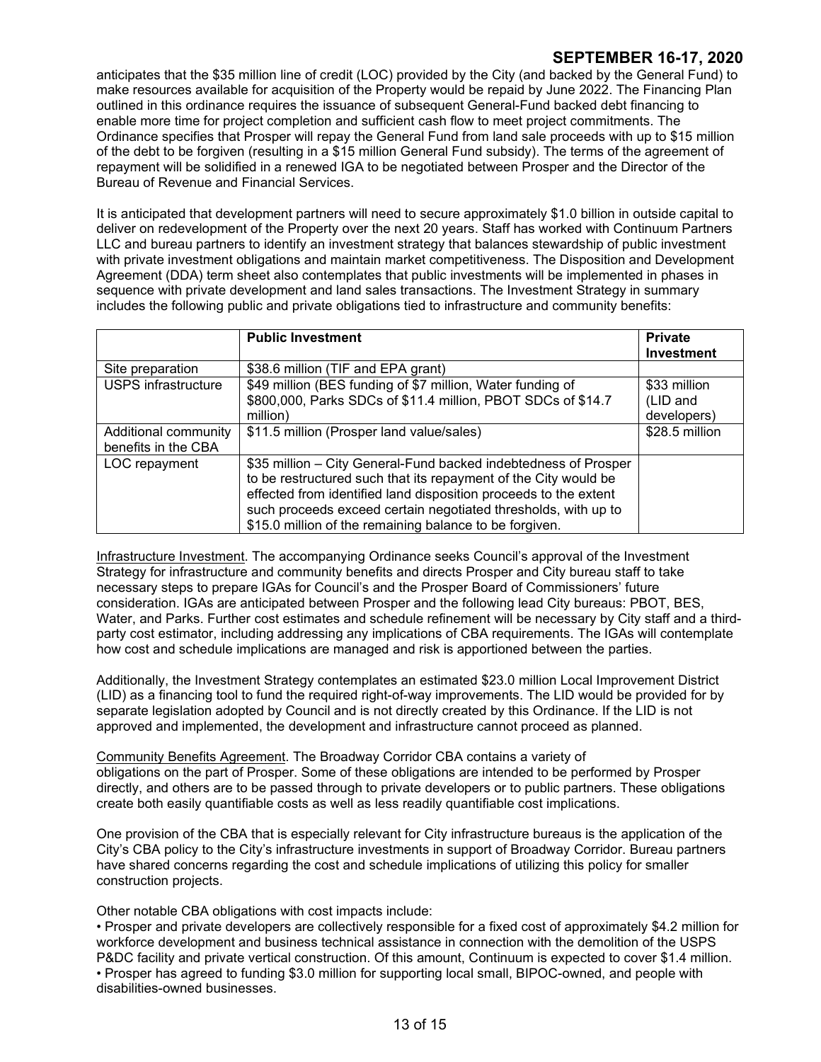anticipates that the $35 million line of credit (LOC) provided by the City (and backed by the General Fund) to make resources available for acquisition of the Property would be repaid by June 2022. The Financing Plan outlined in this ordinance requires the issuance of subsequent General-Fund backed debt financing to enable more time for project completion and sufficient cash flow to meet project commitments. The Ordinance specifies that Prosper will repay the General Fund from land sale proceeds with up to $15 million of the debt to be forgiven (resulting in a $15 million General Fund subsidy). The terms of the agreement of repayment will be solidified in a renewed IGA to be negotiated between Prosper and the Director of the Bureau of Revenue and Financial Services.

It is anticipated that development partners will need to secure approximately $1.0 billion in outside capital to deliver on redevelopment of the Property over the next 20 years. Staff has worked with Continuum Partners LLC and bureau partners to identify an investment strategy that balances stewardship of public investment with private investment obligations and maintain market competitiveness. The Disposition and Development Agreement (DDA) term sheet also contemplates that public investments will be implemented in phases in sequence with private development and land sales transactions. The Investment Strategy in summary includes the following public and private obligations tied to infrastructure and community benefits:

| | **Public Investment** | **Private Investment** |
|---|---|---|
| Site preparation | $38.6 million (TIF and EPA grant) | |
| USPS infrastructure | $49 million (BES funding of $7 million, Water funding of $800,000, Parks SDCs of $11.4 million, PBOT SDCs of $14.7 million) | $33 million (LID and developers) |
| Additional community benefits in the CBA | $11.5 million (Prosper land value/sales) | $28.5 million |
| LOC repayment | $35 million – City General-Fund backed indebtedness of Prosper to be restructured such that its repayment of the City would be effected from identified land disposition proceeds to the extent such proceeds exceed certain negotiated thresholds, with up to $15.0 million of the remaining balance to be forgiven. | |

Infrastructure Investment. The accompanying Ordinance seeks Council's approval of the Investment Strategy for infrastructure and community benefits and directs Prosper and City bureau staff to take necessary steps to prepare IGAs for Council's and the Prosper Board of Commissioners' future consideration. IGAs are anticipated between Prosper and the following lead City bureaus: PBOT, BES, Water, and Parks. Further cost estimates and schedule refinement will be necessary by City staff and a third-party cost estimator, including addressing any implications of CBA requirements. The IGAs will contemplate how cost and schedule implications are managed and risk is apportioned between the parties.

Additionally, the Investment Strategy contemplates an estimated $23.0 million Local Improvement District (LID) as a financing tool to fund the required right-of-way improvements. The LID would be provided for by separate legislation adopted by Council and is not directly created by this Ordinance. If the LID is not approved and implemented, the development and infrastructure cannot proceed as planned.

Community Benefits Agreement. The Broadway Corridor CBA contains a variety of obligations on the part of Prosper. Some of these obligations are intended to be performed by Prosper directly, and others are to be passed through to private developers or to public partners. These obligations create both easily quantifiable costs as well as less readily quantifiable cost implications.

One provision of the CBA that is especially relevant for City infrastructure bureaus is the application of the City's CBA policy to the City's infrastructure investments in support of Broadway Corridor. Bureau partners have shared concerns regarding the cost and schedule implications of utilizing this policy for smaller construction projects.

Other notable CBA obligations with cost impacts include:

- Prosper and private developers are collectively responsible for a fixed cost of approximately $4.2 million for workforce development and business technical assistance in connection with the demolition of the USPS P&DC facility and private vertical construction. Of this amount, Continuum is expected to cover $1.4 million.
- Prosper has agreed to funding $3.0 million for supporting local small, BIPOC-owned, and people with disabilities-owned businesses.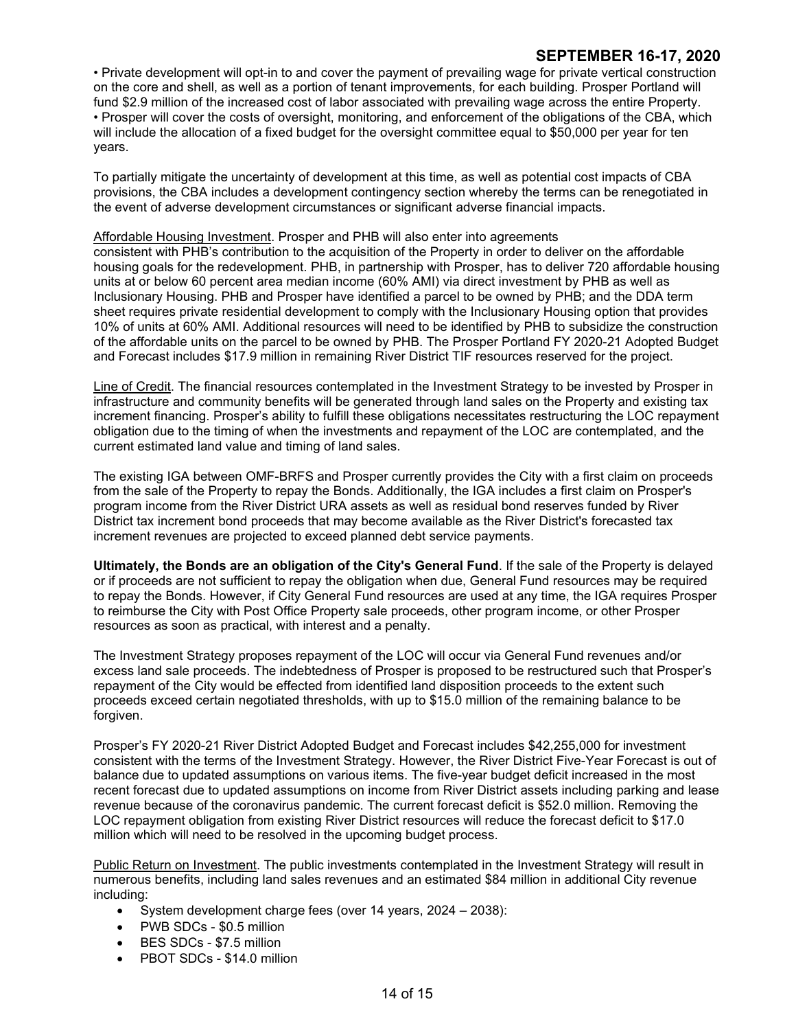• Private development will opt-in to and cover the payment of prevailing wage for private vertical construction on the core and shell, as well as a portion of tenant improvements, for each building. Prosper Portland will fund $2.9 million of the increased cost of labor associated with prevailing wage across the entire Property.
• Prosper will cover the costs of oversight, monitoring, and enforcement of the obligations of the CBA, which will include the allocation of a fixed budget for the oversight committee equal to $50,000 per year for ten years.

To partially mitigate the uncertainty of development at this time, as well as potential cost impacts of CBA provisions, the CBA includes a development contingency section whereby the terms can be renegotiated in the event of adverse development circumstances or significant adverse financial impacts.

Affordable Housing Investment. Prosper and PHB will also enter into agreements consistent with PHB's contribution to the acquisition of the Property in order to deliver on the affordable housing goals for the redevelopment. PHB, in partnership with Prosper, has to deliver 720 affordable housing units at or below 60 percent area median income (60% AMI) via direct investment by PHB as well as Inclusionary Housing. PHB and Prosper have identified a parcel to be owned by PHB; and the DDA term sheet requires private residential development to comply with the Inclusionary Housing option that provides 10% of units at 60% AMI. Additional resources will need to be identified by PHB to subsidize the construction of the affordable units on the parcel to be owned by PHB. The Prosper Portland FY 2020-21 Adopted Budget and Forecast includes $17.9 million in remaining River District TIF resources reserved for the project.

Line of Credit. The financial resources contemplated in the Investment Strategy to be invested by Prosper in infrastructure and community benefits will be generated through land sales on the Property and existing tax increment financing. Prosper's ability to fulfill these obligations necessitates restructuring the LOC repayment obligation due to the timing of when the investments and repayment of the LOC are contemplated, and the current estimated land value and timing of land sales.

The existing IGA between OMF-BRFS and Prosper currently provides the City with a first claim on proceeds from the sale of the Property to repay the Bonds. Additionally, the IGA includes a first claim on Prosper's program income from the River District URA assets as well as residual bond reserves funded by River District tax increment bond proceeds that may become available as the River District's forecasted tax increment revenues are projected to exceed planned debt service payments.

**Ultimately, the Bonds are an obligation of the City's General Fund**. If the sale of the Property is delayed or if proceeds are not sufficient to repay the obligation when due, General Fund resources may be required to repay the Bonds. However, if City General Fund resources are used at any time, the IGA requires Prosper to reimburse the City with Post Office Property sale proceeds, other program income, or other Prosper resources as soon as practical, with interest and a penalty.

The Investment Strategy proposes repayment of the LOC will occur via General Fund revenues and/or excess land sale proceeds. The indebtedness of Prosper is proposed to be restructured such that Prosper's repayment of the City would be effected from identified land disposition proceeds to the extent such proceeds exceed certain negotiated thresholds, with up to $15.0 million of the remaining balance to be forgiven.

Prosper's FY 2020-21 River District Adopted Budget and Forecast includes $42,255,000 for investment consistent with the terms of the Investment Strategy. However, the River District Five-Year Forecast is out of balance due to updated assumptions on various items. The five-year budget deficit increased in the most recent forecast due to updated assumptions on income from River District assets including parking and lease revenue because of the coronavirus pandemic. The current forecast deficit is $52.0 million. Removing the LOC repayment obligation from existing River District resources will reduce the forecast deficit to $17.0 million which will need to be resolved in the upcoming budget process.

Public Return on Investment. The public investments contemplated in the Investment Strategy will result in numerous benefits, including land sales revenues and an estimated $84 million in additional City revenue including:

- System development charge fees (over 14 years, 2024 – 2038):
- PWB SDCs - $0.5 million
- BES SDCs - $7.5 million
- PBOT SDCs - $14.0 million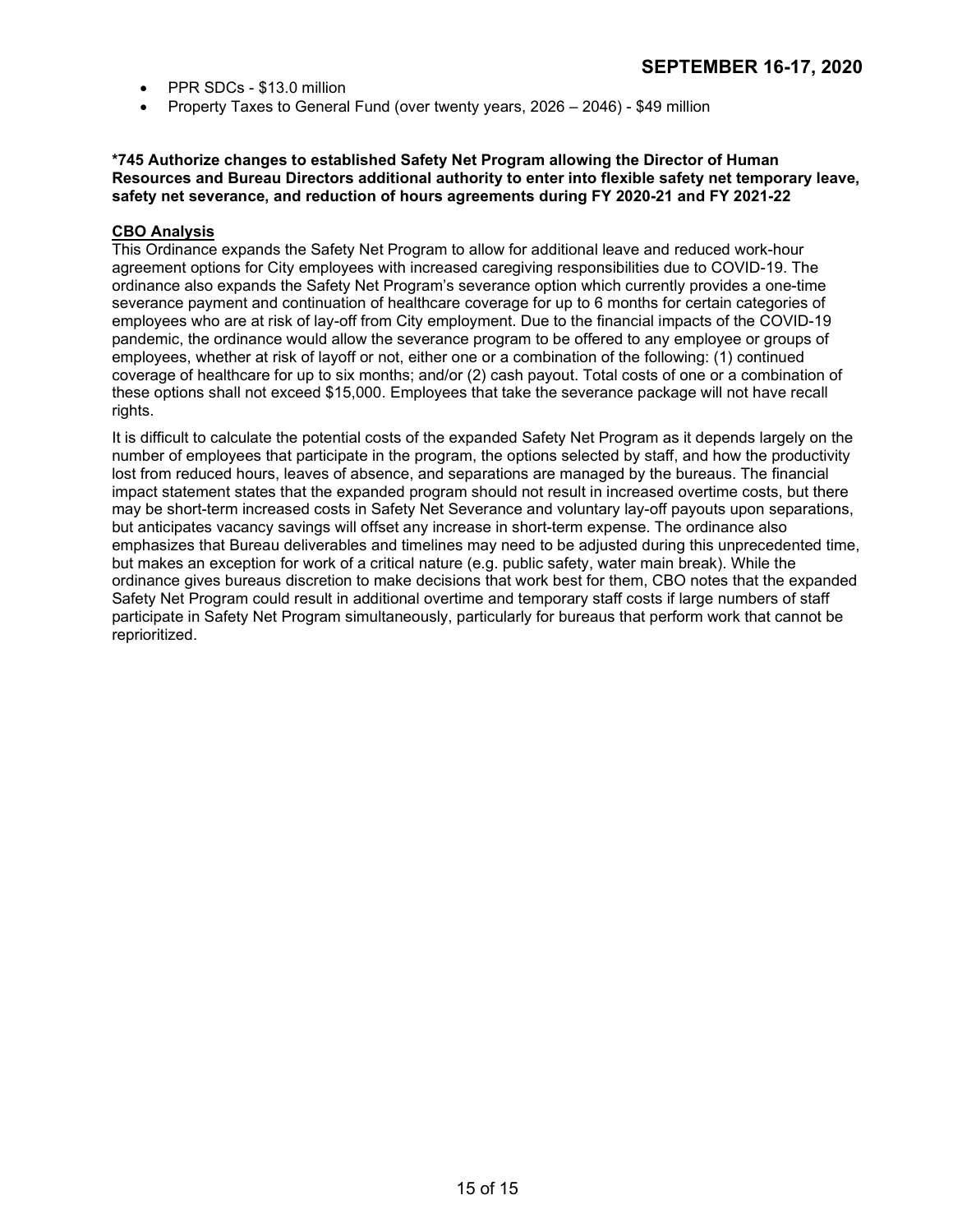- PPR SDCs - $13.0 million
- Property Taxes to General Fund (over twenty years, 2026 – 2046) - $49 million

**\*745 Authorize changes to established Safety Net Program allowing the Director of Human Resources and Bureau Directors additional authority to enter into flexible safety net temporary leave, safety net severance, and reduction of hours agreements during FY 2020-21 and FY 2021-22**

**CBO Analysis**

This Ordinance expands the Safety Net Program to allow for additional leave and reduced work-hour agreement options for City employees with increased caregiving responsibilities due to COVID-19. The ordinance also expands the Safety Net Program's severance option which currently provides a one-time severance payment and continuation of healthcare coverage for up to 6 months for certain categories of employees who are at risk of lay-off from City employment. Due to the financial impacts of the COVID-19 pandemic, the ordinance would allow the severance program to be offered to any employee or groups of employees, whether at risk of layoff or not, either one or a combination of the following: (1) continued coverage of healthcare for up to six months; and/or (2) cash payout. Total costs of one or a combination of these options shall not exceed $15,000. Employees that take the severance package will not have recall rights.

It is difficult to calculate the potential costs of the expanded Safety Net Program as it depends largely on the number of employees that participate in the program, the options selected by staff, and how the productivity lost from reduced hours, leaves of absence, and separations are managed by the bureaus. The financial impact statement states that the expanded program should not result in increased overtime costs, but there may be short-term increased costs in Safety Net Severance and voluntary lay-off payouts upon separations, but anticipates vacancy savings will offset any increase in short-term expense. The ordinance also emphasizes that Bureau deliverables and timelines may need to be adjusted during this unprecedented time, but makes an exception for work of a critical nature (e.g. public safety, water main break). While the ordinance gives bureaus discretion to make decisions that work best for them, CBO notes that the expanded Safety Net Program could result in additional overtime and temporary staff costs if large numbers of staff participate in Safety Net Program simultaneously, particularly for bureaus that perform work that cannot be reprioritized.